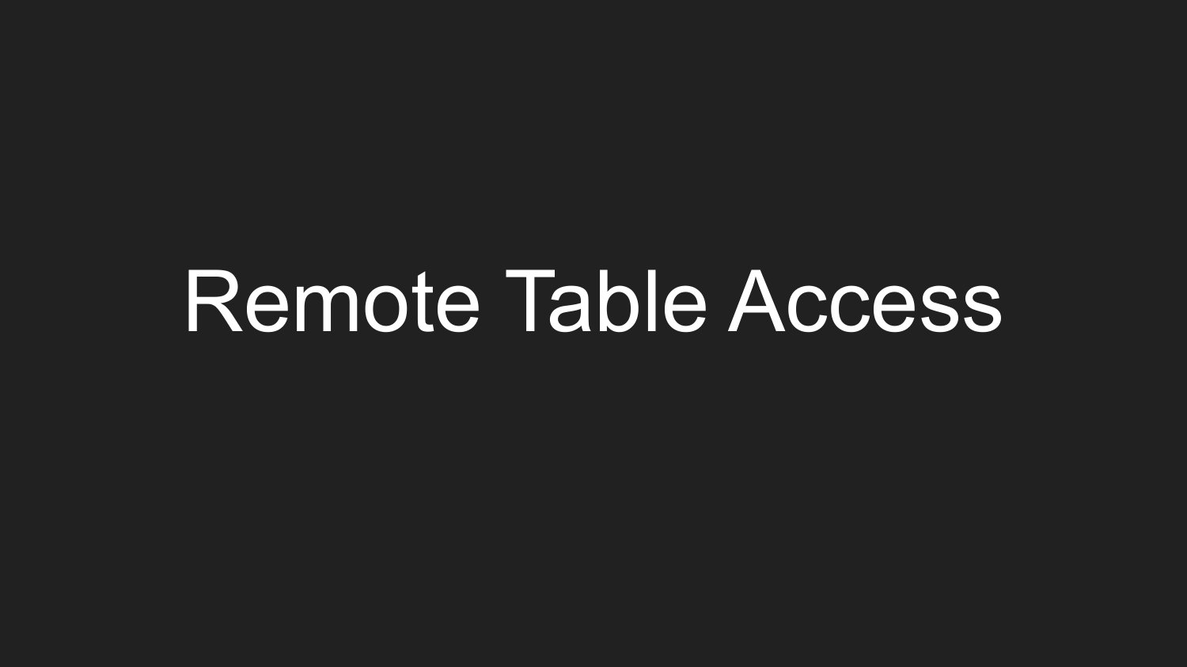# Remote Table Access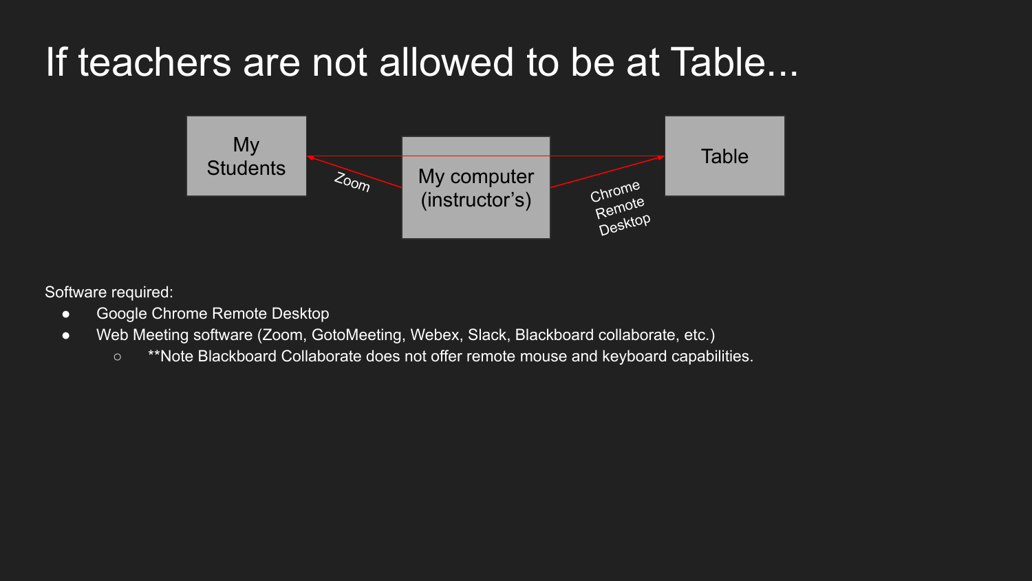# If teachers are not allowed to be at Table...

My Students — Zoom — My computer (instructor's) — Chrome Remote Desktop — Table

Software required:

- Google Chrome Remote Desktop
- Web Meeting software (Zoom, GotoMeeting, Webex, Slack, Blackboard collaborate, etc.)
  - **Note Blackboard Collaborate does not offer remote mouse and keyboard capabilities.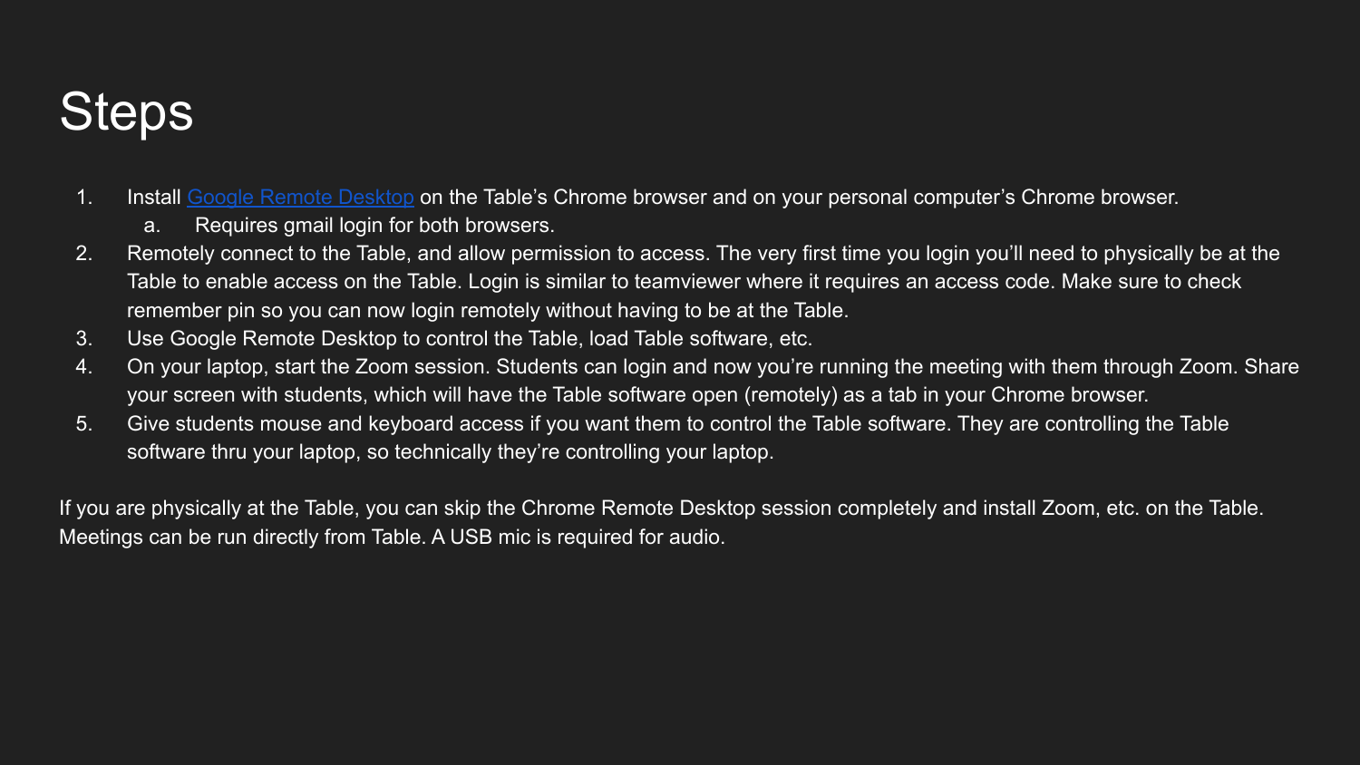# Steps

1. Install Google Remote Desktop on the Table's Chrome browser and on your personal computer's Chrome browser.
    a. Requires gmail login for both browsers.
2. Remotely connect to the Table, and allow permission to access. The very first time you login you'll need to physically be at the Table to enable access on the Table. Login is similar to teamviewer where it requires an access code. Make sure to check remember pin so you can now login remotely without having to be at the Table.
3. Use Google Remote Desktop to control the Table, load Table software, etc.
4. On your laptop, start the Zoom session. Students can login and now you're running the meeting with them through Zoom. Share your screen with students, which will have the Table software open (remotely) as a tab in your Chrome browser.
5. Give students mouse and keyboard access if you want them to control the Table software. They are controlling the Table software thru your laptop, so technically they're controlling your laptop.

If you are physically at the Table, you can skip the Chrome Remote Desktop session completely and install Zoom, etc. on the Table. Meetings can be run directly from Table. A USB mic is required for audio.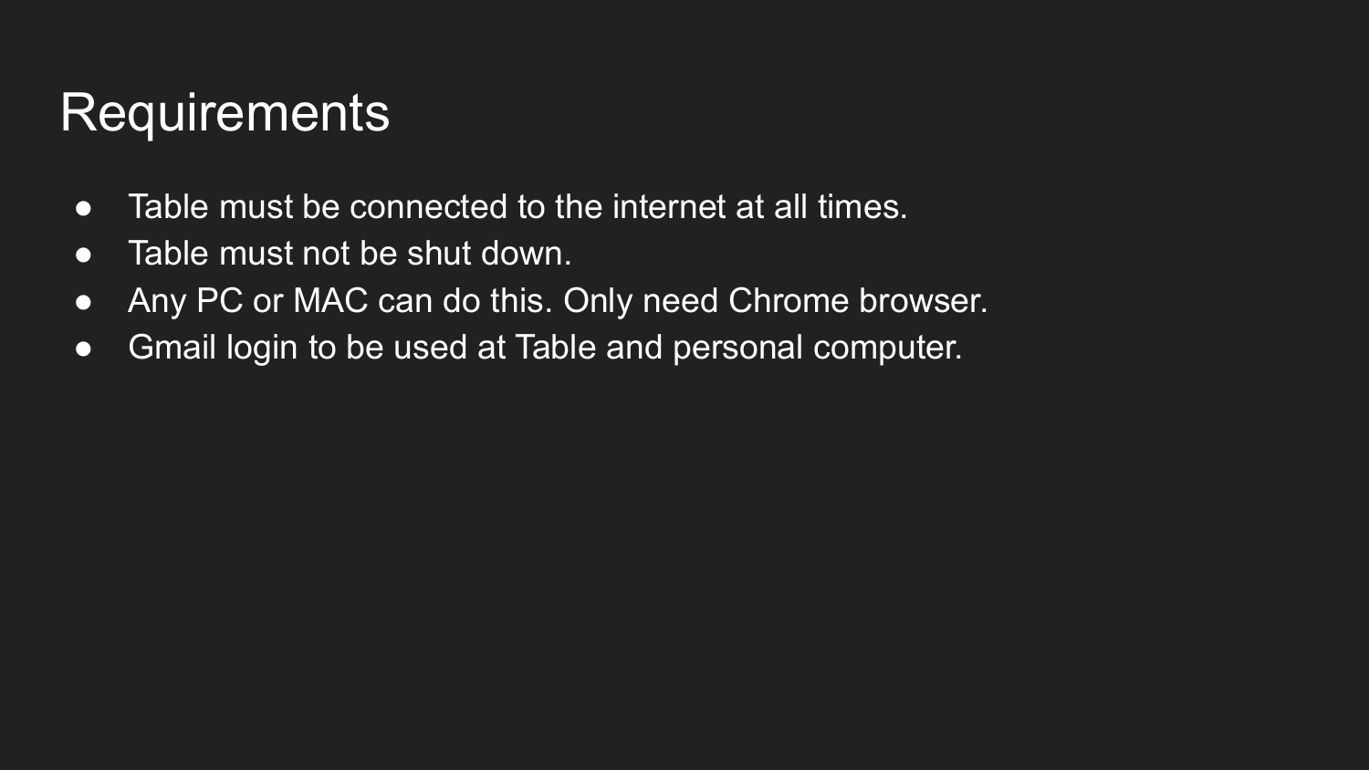# Requirements

- Table must be connected to the internet at all times.
- Table must not be shut down.
- Any PC or MAC can do this. Only need Chrome browser.
- Gmail login to be used at Table and personal computer.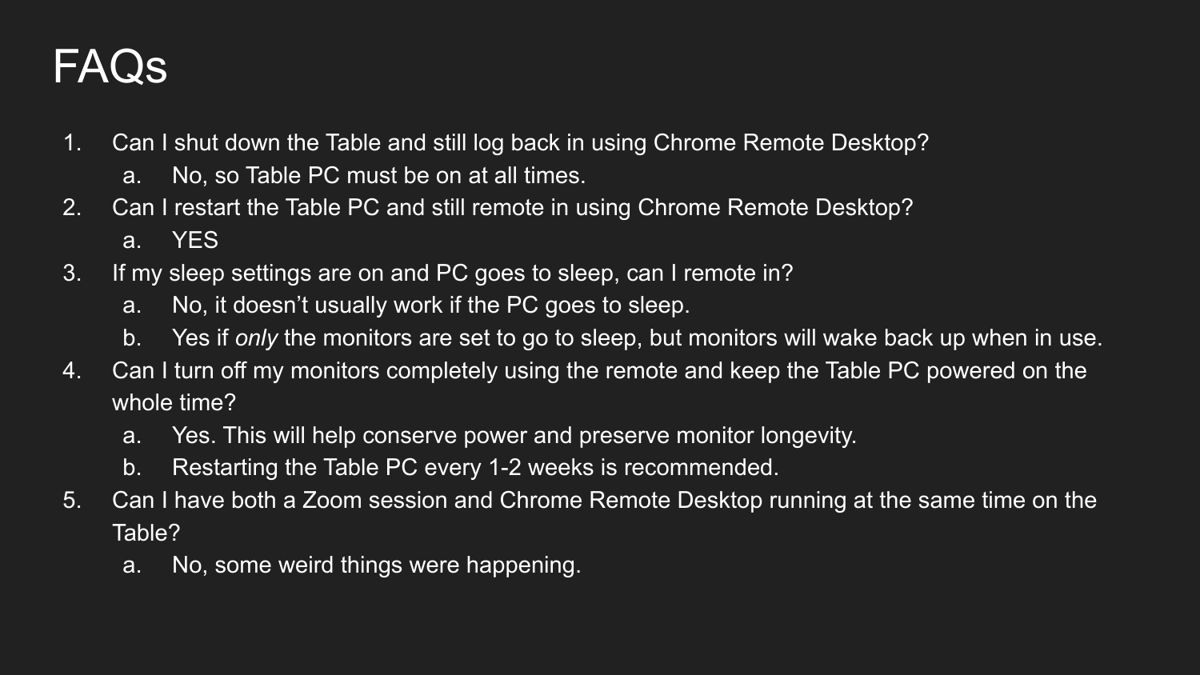# FAQs

1. Can I shut down the Table and still log back in using Chrome Remote Desktop?
   a. No, so Table PC must be on at all times.
2. Can I restart the Table PC and still remote in using Chrome Remote Desktop?
   a. YES
3. If my sleep settings are on and PC goes to sleep, can I remote in?
   a. No, it doesn't usually work if the PC goes to sleep.
   b. Yes if *only* the monitors are set to go to sleep, but monitors will wake back up when in use.
4. Can I turn off my monitors completely using the remote and keep the Table PC powered on the whole time?
   a. Yes. This will help conserve power and preserve monitor longevity.
   b. Restarting the Table PC every 1-2 weeks is recommended.
5. Can I have both a Zoom session and Chrome Remote Desktop running at the same time on the Table?
   a. No, some weird things were happening.